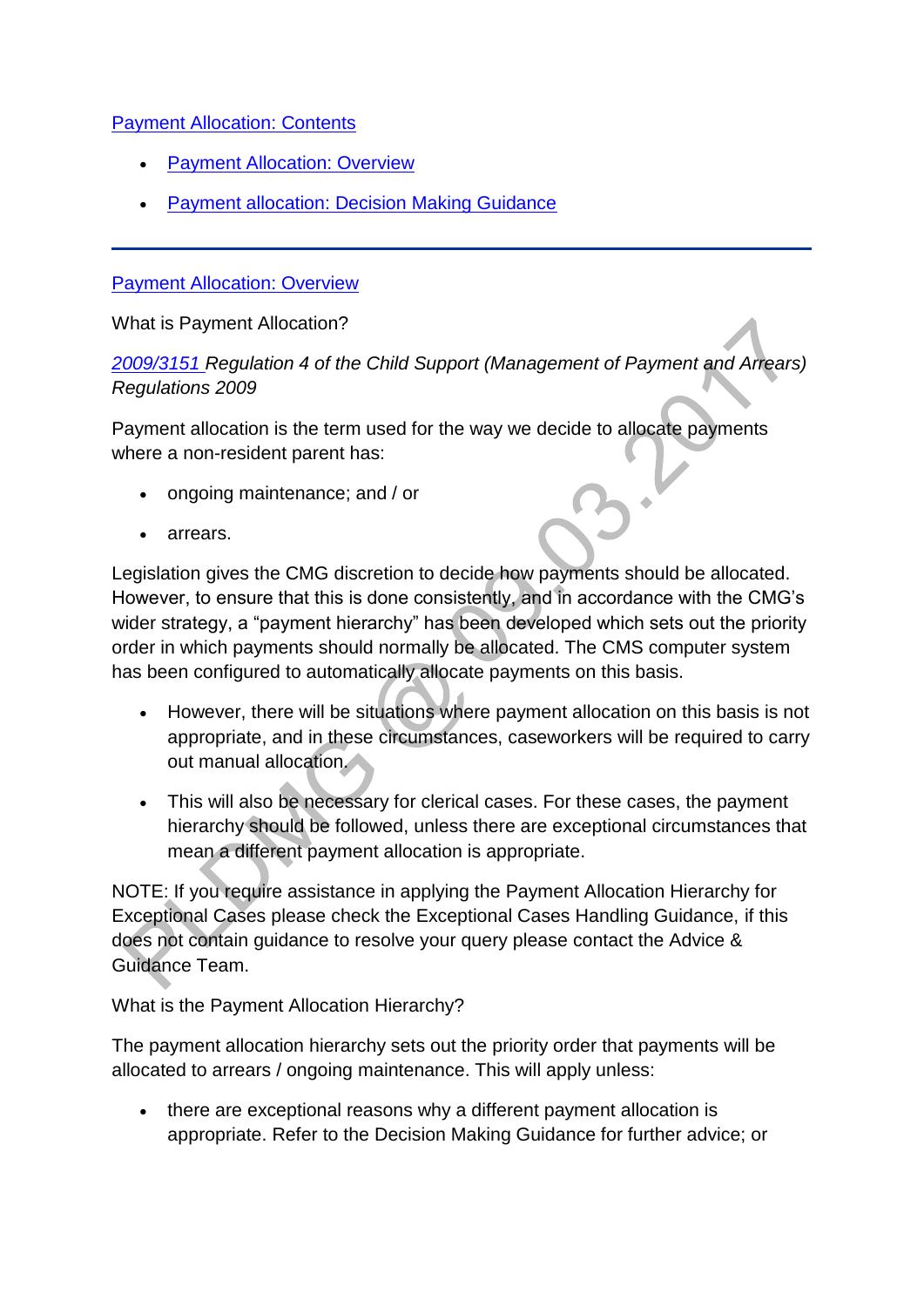[Payment Allocation: Contents](#)

- [Payment Allocation: Overview](#)
- [Payment allocation: Decision Making Guidance](#)

---

[Payment Allocation: Overview](#)

What is Payment Allocation?

*[2009/3151](#) Regulation 4 of the Child Support (Management of Payment and Arrears) Regulations 2009*

Payment allocation is the term used for the way we decide to allocate payments where a non-resident parent has:

- ongoing maintenance; and / or
- arrears.

Legislation gives the CMG discretion to decide how payments should be allocated. However, to ensure that this is done consistently, and in accordance with the CMG's wider strategy, a "payment hierarchy" has been developed which sets out the priority order in which payments should normally be allocated. The CMS computer system has been configured to automatically allocate payments on this basis.

- However, there will be situations where payment allocation on this basis is not appropriate, and in these circumstances, caseworkers will be required to carry out manual allocation.
- This will also be necessary for clerical cases. For these cases, the payment hierarchy should be followed, unless there are exceptional circumstances that mean a different payment allocation is appropriate.

NOTE: If you require assistance in applying the Payment Allocation Hierarchy for Exceptional Cases please check the Exceptional Cases Handling Guidance, if this does not contain guidance to resolve your query please contact the Advice & Guidance Team.

What is the Payment Allocation Hierarchy?

The payment allocation hierarchy sets out the priority order that payments will be allocated to arrears / ongoing maintenance. This will apply unless:

- there are exceptional reasons why a different payment allocation is appropriate. Refer to the Decision Making Guidance for further advice; or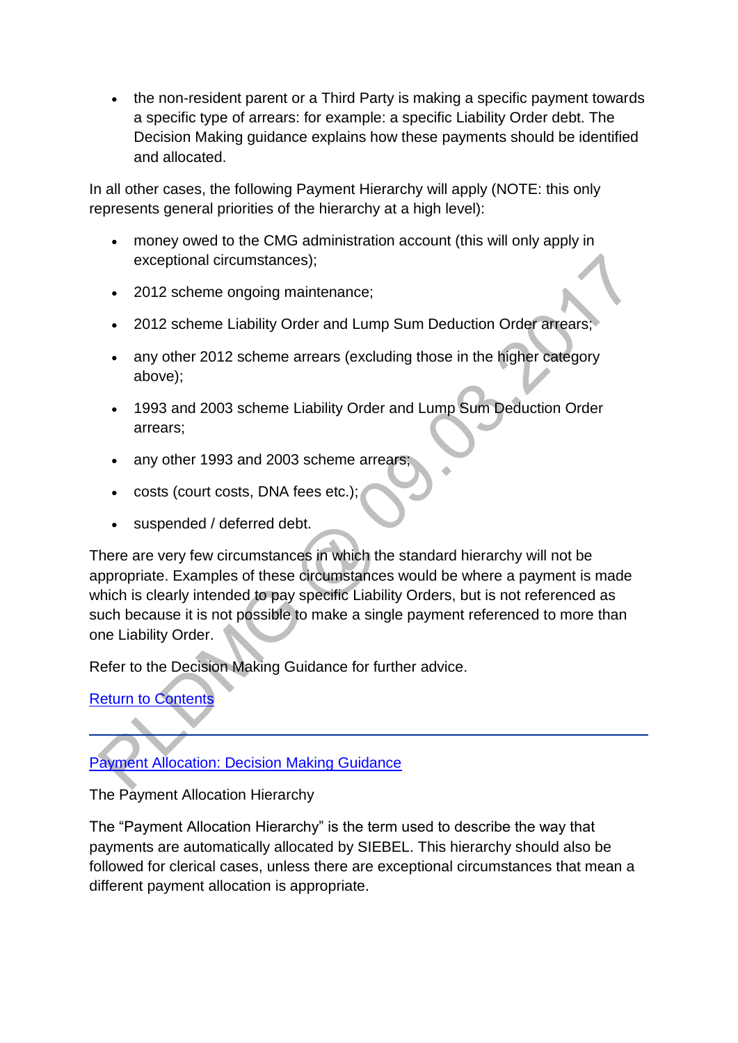- the non-resident parent or a Third Party is making a specific payment towards a specific type of arrears: for example: a specific Liability Order debt. The Decision Making guidance explains how these payments should be identified and allocated.

In all other cases, the following Payment Hierarchy will apply (NOTE: this only represents general priorities of the hierarchy at a high level):

- money owed to the CMG administration account (this will only apply in exceptional circumstances);
- 2012 scheme ongoing maintenance;
- 2012 scheme Liability Order and Lump Sum Deduction Order arrears;
- any other 2012 scheme arrears (excluding those in the higher category above);
- 1993 and 2003 scheme Liability Order and Lump Sum Deduction Order arrears;
- any other 1993 and 2003 scheme arrears;
- costs (court costs, DNA fees etc.);
- suspended / deferred debt.

There are very few circumstances in which the standard hierarchy will not be appropriate. Examples of these circumstances would be where a payment is made which is clearly intended to pay specific Liability Orders, but is not referenced as such because it is not possible to make a single payment referenced to more than one Liability Order.

Refer to the Decision Making Guidance for further advice.

[Return to Contents]

---

## [Payment Allocation: Decision Making Guidance]

The Payment Allocation Hierarchy

The "Payment Allocation Hierarchy" is the term used to describe the way that payments are automatically allocated by SIEBEL. This hierarchy should also be followed for clerical cases, unless there are exceptional circumstances that mean a different payment allocation is appropriate.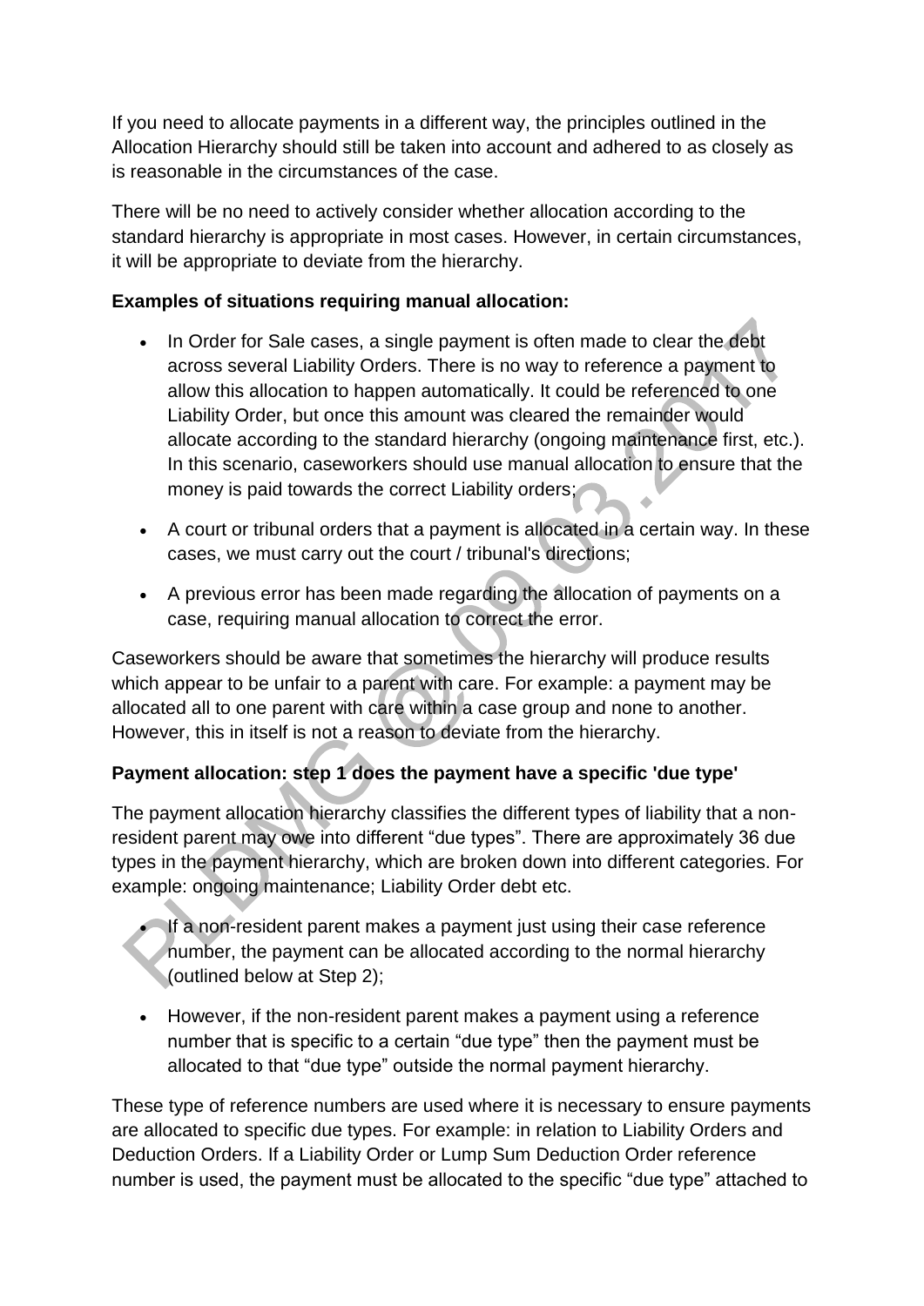If you need to allocate payments in a different way, the principles outlined in the Allocation Hierarchy should still be taken into account and adhered to as closely as is reasonable in the circumstances of the case.

There will be no need to actively consider whether allocation according to the standard hierarchy is appropriate in most cases. However, in certain circumstances, it will be appropriate to deviate from the hierarchy.

**Examples of situations requiring manual allocation:**

- In Order for Sale cases, a single payment is often made to clear the debt across several Liability Orders. There is no way to reference a payment to allow this allocation to happen automatically. It could be referenced to one Liability Order, but once this amount was cleared the remainder would allocate according to the standard hierarchy (ongoing maintenance first, etc.). In this scenario, caseworkers should use manual allocation to ensure that the money is paid towards the correct Liability orders;
- A court or tribunal orders that a payment is allocated in a certain way. In these cases, we must carry out the court / tribunal's directions;
- A previous error has been made regarding the allocation of payments on a case, requiring manual allocation to correct the error.

Caseworkers should be aware that sometimes the hierarchy will produce results which appear to be unfair to a parent with care. For example: a payment may be allocated all to one parent with care within a case group and none to another. However, this in itself is not a reason to deviate from the hierarchy.

**Payment allocation: step 1 does the payment have a specific 'due type'**

The payment allocation hierarchy classifies the different types of liability that a non-resident parent may owe into different "due types". There are approximately 36 due types in the payment hierarchy, which are broken down into different categories. For example: ongoing maintenance; Liability Order debt etc.

- If a non-resident parent makes a payment just using their case reference number, the payment can be allocated according to the normal hierarchy (outlined below at Step 2);
- However, if the non-resident parent makes a payment using a reference number that is specific to a certain "due type" then the payment must be allocated to that "due type" outside the normal payment hierarchy.

These type of reference numbers are used where it is necessary to ensure payments are allocated to specific due types. For example: in relation to Liability Orders and Deduction Orders. If a Liability Order or Lump Sum Deduction Order reference number is used, the payment must be allocated to the specific "due type" attached to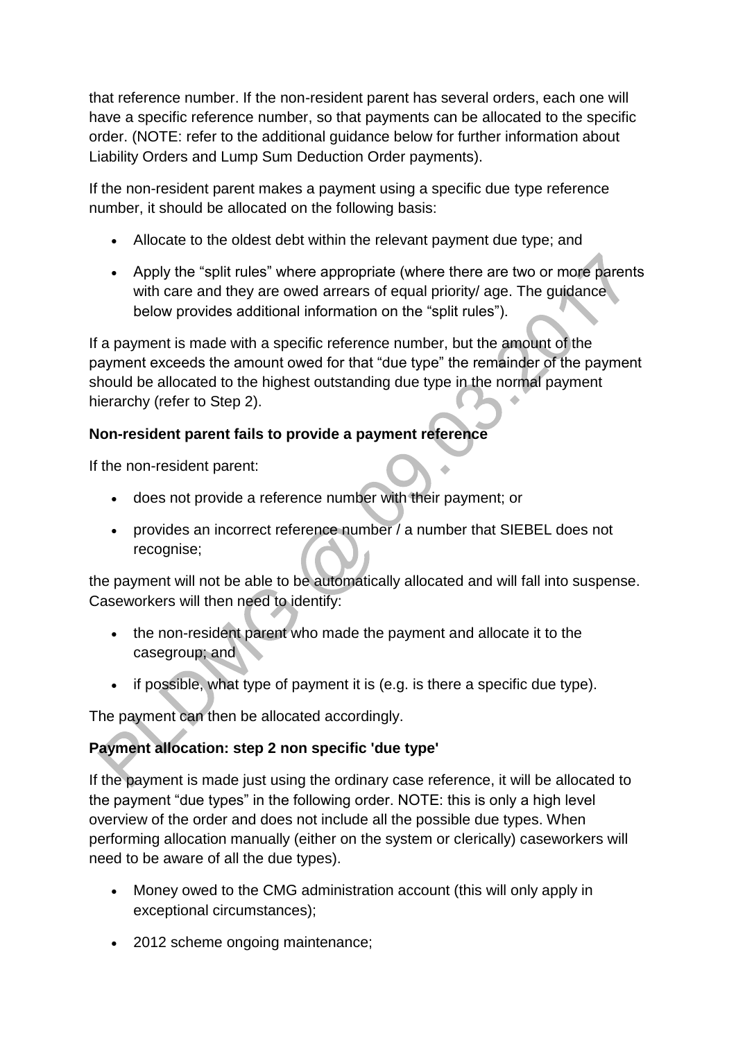that reference number. If the non-resident parent has several orders, each one will have a specific reference number, so that payments can be allocated to the specific order. (NOTE: refer to the additional guidance below for further information about Liability Orders and Lump Sum Deduction Order payments).

If the non-resident parent makes a payment using a specific due type reference number, it should be allocated on the following basis:

- Allocate to the oldest debt within the relevant payment due type; and
- Apply the "split rules" where appropriate (where there are two or more parents with care and they are owed arrears of equal priority/ age. The guidance below provides additional information on the "split rules").

If a payment is made with a specific reference number, but the amount of the payment exceeds the amount owed for that "due type" the remainder of the payment should be allocated to the highest outstanding due type in the normal payment hierarchy (refer to Step 2).

**Non-resident parent fails to provide a payment reference**

If the non-resident parent:

- does not provide a reference number with their payment; or
- provides an incorrect reference number / a number that SIEBEL does not recognise;

the payment will not be able to be automatically allocated and will fall into suspense. Caseworkers will then need to identify:

- the non-resident parent who made the payment and allocate it to the casegroup; and
- if possible, what type of payment it is (e.g. is there a specific due type).

The payment can then be allocated accordingly.

**Payment allocation: step 2 non specific 'due type'**

If the payment is made just using the ordinary case reference, it will be allocated to the payment "due types" in the following order. NOTE: this is only a high level overview of the order and does not include all the possible due types. When performing allocation manually (either on the system or clerically) caseworkers will need to be aware of all the due types).

- Money owed to the CMG administration account (this will only apply in exceptional circumstances);
- 2012 scheme ongoing maintenance;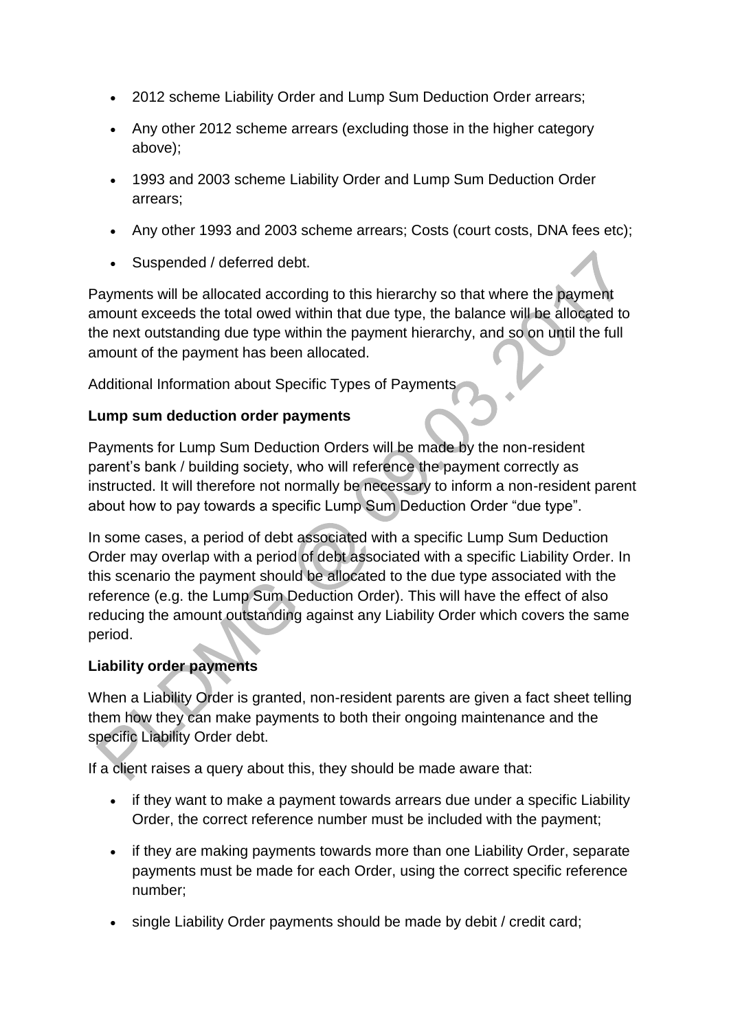- 2012 scheme Liability Order and Lump Sum Deduction Order arrears;
- Any other 2012 scheme arrears (excluding those in the higher category above);
- 1993 and 2003 scheme Liability Order and Lump Sum Deduction Order arrears;
- Any other 1993 and 2003 scheme arrears; Costs (court costs, DNA fees etc);
- Suspended / deferred debt.

Payments will be allocated according to this hierarchy so that where the payment amount exceeds the total owed within that due type, the balance will be allocated to the next outstanding due type within the payment hierarchy, and so on until the full amount of the payment has been allocated.

Additional Information about Specific Types of Payments

**Lump sum deduction order payments**

Payments for Lump Sum Deduction Orders will be made by the non-resident parent's bank / building society, who will reference the payment correctly as instructed. It will therefore not normally be necessary to inform a non-resident parent about how to pay towards a specific Lump Sum Deduction Order "due type".

In some cases, a period of debt associated with a specific Lump Sum Deduction Order may overlap with a period of debt associated with a specific Liability Order. In this scenario the payment should be allocated to the due type associated with the reference (e.g. the Lump Sum Deduction Order). This will have the effect of also reducing the amount outstanding against any Liability Order which covers the same period.

**Liability order payments**

When a Liability Order is granted, non-resident parents are given a fact sheet telling them how they can make payments to both their ongoing maintenance and the specific Liability Order debt.

If a client raises a query about this, they should be made aware that:

- if they want to make a payment towards arrears due under a specific Liability Order, the correct reference number must be included with the payment;
- if they are making payments towards more than one Liability Order, separate payments must be made for each Order, using the correct specific reference number;
- single Liability Order payments should be made by debit / credit card;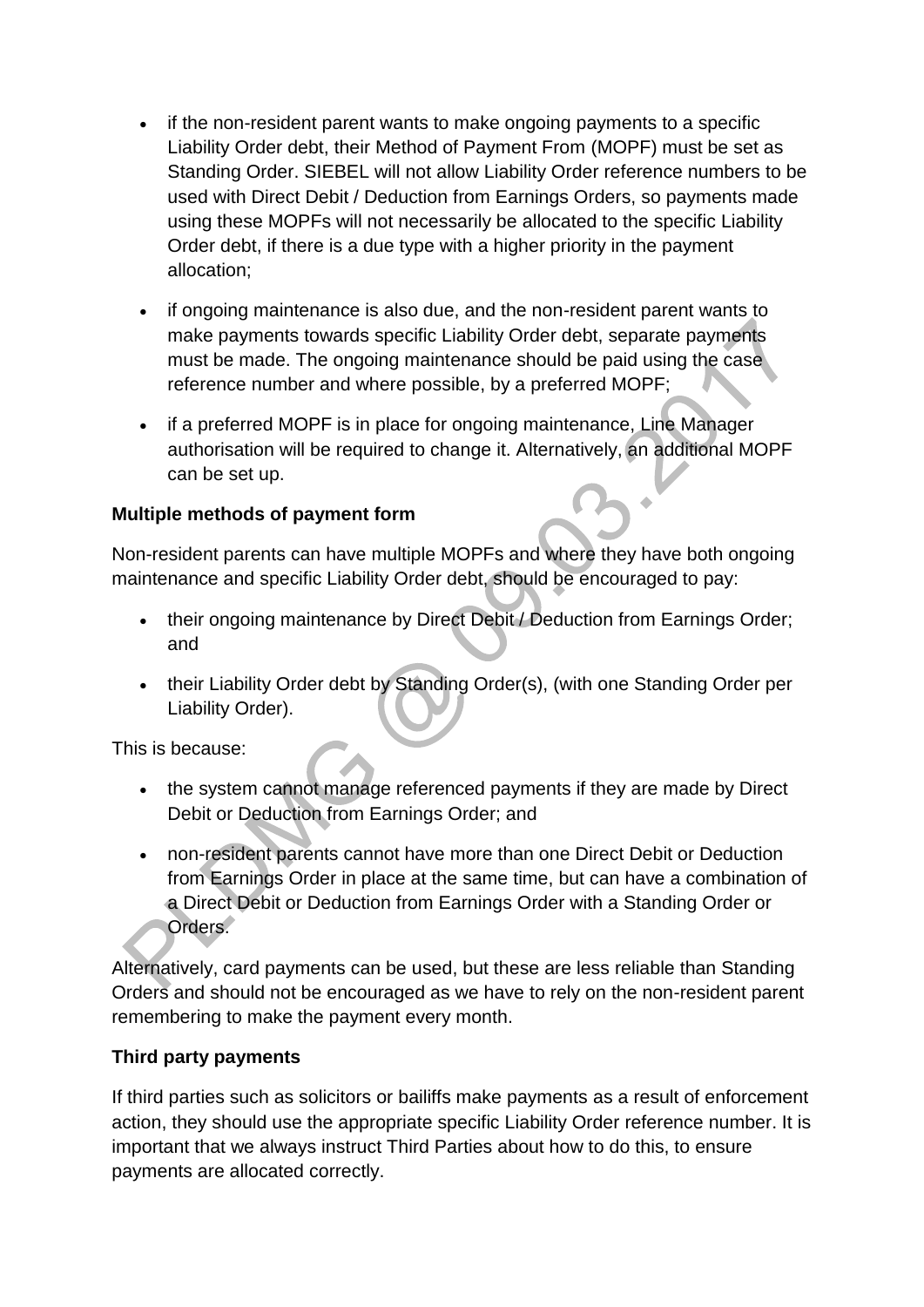- if the non-resident parent wants to make ongoing payments to a specific Liability Order debt, their Method of Payment From (MOPF) must be set as Standing Order. SIEBEL will not allow Liability Order reference numbers to be used with Direct Debit / Deduction from Earnings Orders, so payments made using these MOPFs will not necessarily be allocated to the specific Liability Order debt, if there is a due type with a higher priority in the payment allocation;
- if ongoing maintenance is also due, and the non-resident parent wants to make payments towards specific Liability Order debt, separate payments must be made. The ongoing maintenance should be paid using the case reference number and where possible, by a preferred MOPF;
- if a preferred MOPF is in place for ongoing maintenance, Line Manager authorisation will be required to change it. Alternatively, an additional MOPF can be set up.

**Multiple methods of payment form**

Non-resident parents can have multiple MOPFs and where they have both ongoing maintenance and specific Liability Order debt, should be encouraged to pay:

- their ongoing maintenance by Direct Debit / Deduction from Earnings Order; and
- their Liability Order debt by Standing Order(s), (with one Standing Order per Liability Order).

This is because:

- the system cannot manage referenced payments if they are made by Direct Debit or Deduction from Earnings Order; and
- non-resident parents cannot have more than one Direct Debit or Deduction from Earnings Order in place at the same time, but can have a combination of a Direct Debit or Deduction from Earnings Order with a Standing Order or Orders.

Alternatively, card payments can be used, but these are less reliable than Standing Orders and should not be encouraged as we have to rely on the non-resident parent remembering to make the payment every month.

**Third party payments**

If third parties such as solicitors or bailiffs make payments as a result of enforcement action, they should use the appropriate specific Liability Order reference number. It is important that we always instruct Third Parties about how to do this, to ensure payments are allocated correctly.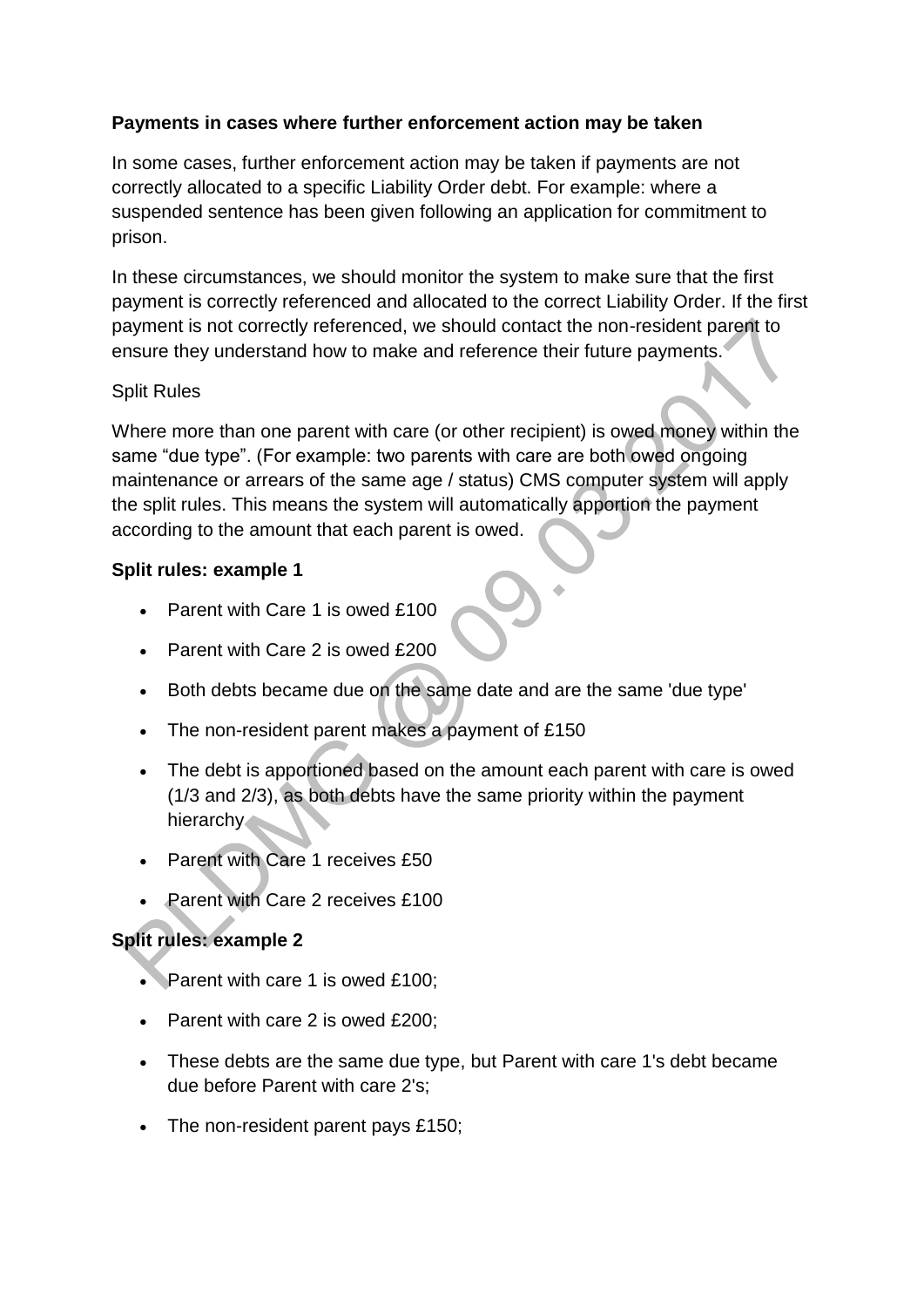**Payments in cases where further enforcement action may be taken**

In some cases, further enforcement action may be taken if payments are not correctly allocated to a specific Liability Order debt. For example: where a suspended sentence has been given following an application for commitment to prison.

In these circumstances, we should monitor the system to make sure that the first payment is correctly referenced and allocated to the correct Liability Order. If the first payment is not correctly referenced, we should contact the non-resident parent to ensure they understand how to make and reference their future payments.

Split Rules

Where more than one parent with care (or other recipient) is owed money within the same "due type". (For example: two parents with care are both owed ongoing maintenance or arrears of the same age / status) CMS computer system will apply the split rules. This means the system will automatically apportion the payment according to the amount that each parent is owed.

**Split rules: example 1**

- Parent with Care 1 is owed £100
- Parent with Care 2 is owed £200
- Both debts became due on the same date and are the same 'due type'
- The non-resident parent makes a payment of £150
- The debt is apportioned based on the amount each parent with care is owed (1/3 and 2/3), as both debts have the same priority within the payment hierarchy
- Parent with Care 1 receives £50
- Parent with Care 2 receives £100

**Split rules: example 2**

- Parent with care 1 is owed £100;
- Parent with care 2 is owed £200;
- These debts are the same due type, but Parent with care 1's debt became due before Parent with care 2's;
- The non-resident parent pays £150;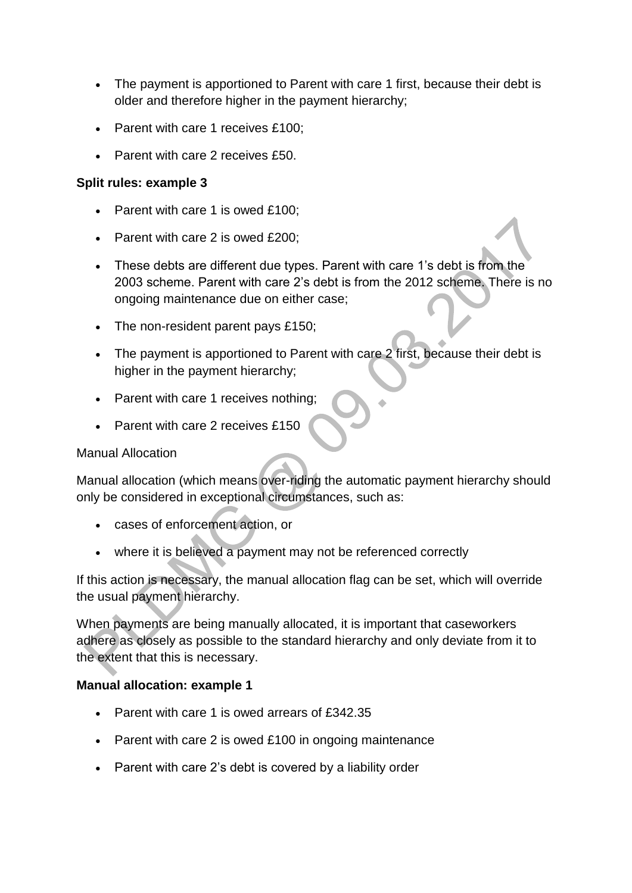- The payment is apportioned to Parent with care 1 first, because their debt is older and therefore higher in the payment hierarchy;
- Parent with care 1 receives £100;
- Parent with care 2 receives £50.

**Split rules: example 3**

- Parent with care 1 is owed £100;
- Parent with care 2 is owed £200;
- These debts are different due types. Parent with care 1's debt is from the 2003 scheme. Parent with care 2's debt is from the 2012 scheme. There is no ongoing maintenance due on either case;
- The non-resident parent pays £150;
- The payment is apportioned to Parent with care 2 first, because their debt is higher in the payment hierarchy;
- Parent with care 1 receives nothing;
- Parent with care 2 receives £150

Manual Allocation

Manual allocation (which means over-riding the automatic payment hierarchy should only be considered in exceptional circumstances, such as:

- cases of enforcement action, or
- where it is believed a payment may not be referenced correctly

If this action is necessary, the manual allocation flag can be set, which will override the usual payment hierarchy.

When payments are being manually allocated, it is important that caseworkers adhere as closely as possible to the standard hierarchy and only deviate from it to the extent that this is necessary.

**Manual allocation: example 1**

- Parent with care 1 is owed arrears of £342.35
- Parent with care 2 is owed £100 in ongoing maintenance
- Parent with care 2's debt is covered by a liability order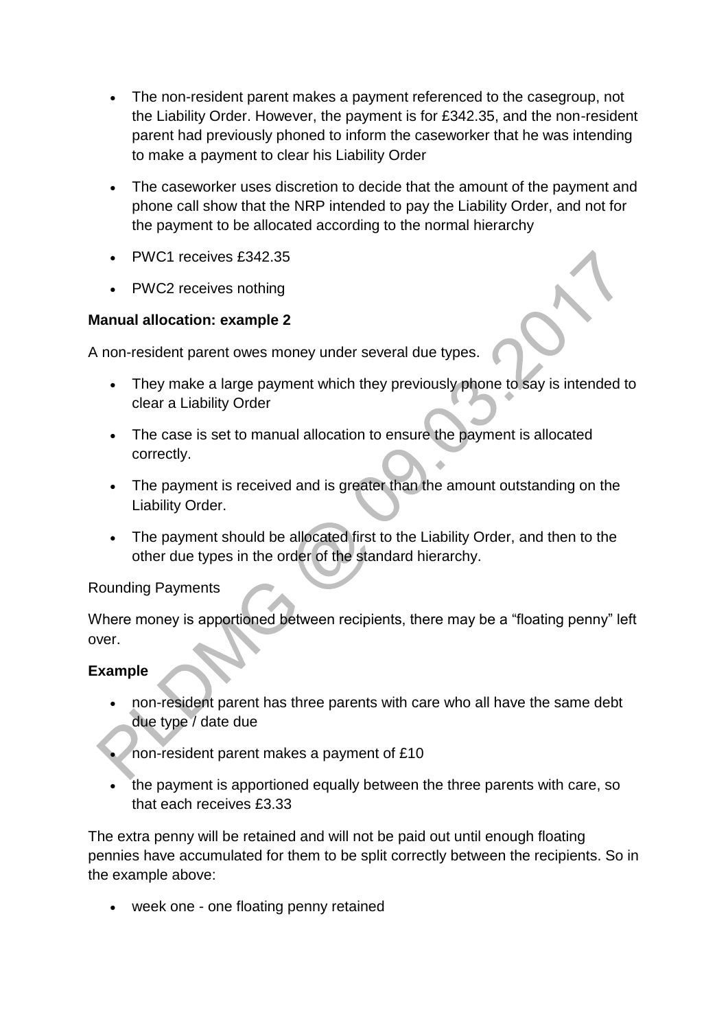- The non-resident parent makes a payment referenced to the casegroup, not the Liability Order. However, the payment is for £342.35, and the non-resident parent had previously phoned to inform the caseworker that he was intending to make a payment to clear his Liability Order
- The caseworker uses discretion to decide that the amount of the payment and phone call show that the NRP intended to pay the Liability Order, and not for the payment to be allocated according to the normal hierarchy
- PWC1 receives £342.35
- PWC2 receives nothing

**Manual allocation: example 2**

A non-resident parent owes money under several due types.

- They make a large payment which they previously phone to say is intended to clear a Liability Order
- The case is set to manual allocation to ensure the payment is allocated correctly.
- The payment is received and is greater than the amount outstanding on the Liability Order.
- The payment should be allocated first to the Liability Order, and then to the other due types in the order of the standard hierarchy.

Rounding Payments

Where money is apportioned between recipients, there may be a "floating penny" left over.

**Example**

- non-resident parent has three parents with care who all have the same debt due type / date due
- non-resident parent makes a payment of £10
- the payment is apportioned equally between the three parents with care, so that each receives £3.33

The extra penny will be retained and will not be paid out until enough floating pennies have accumulated for them to be split correctly between the recipients. So in the example above:

- week one - one floating penny retained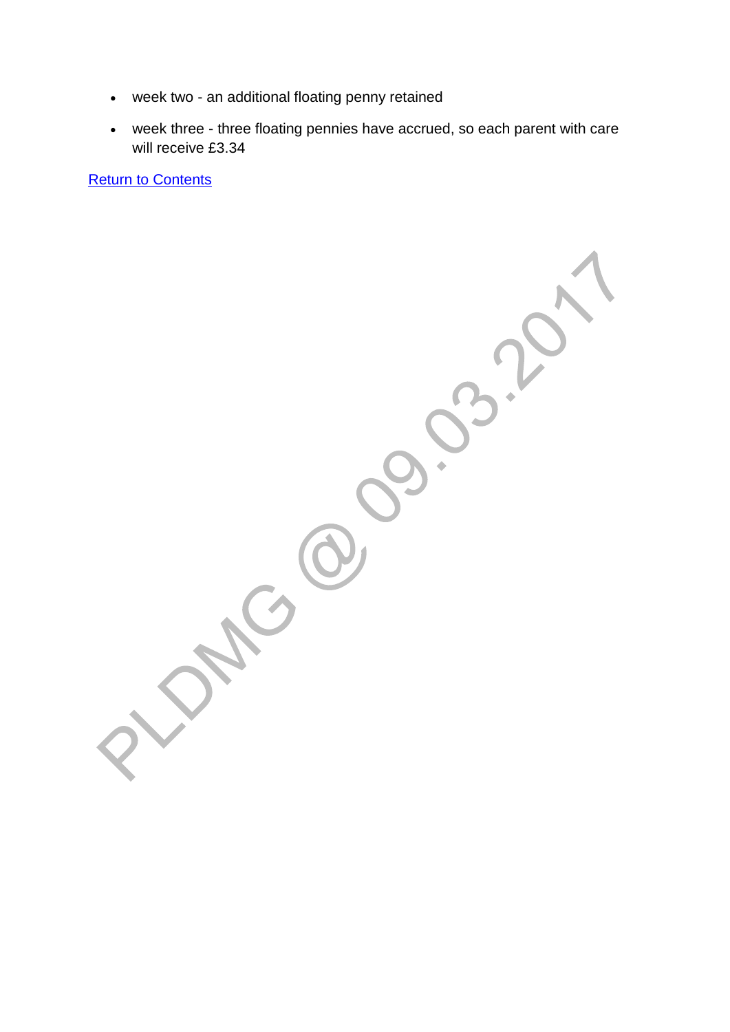- week two - an additional floating penny retained
- week three - three floating pennies have accrued, so each parent with care will receive £3.34

Return to Contents